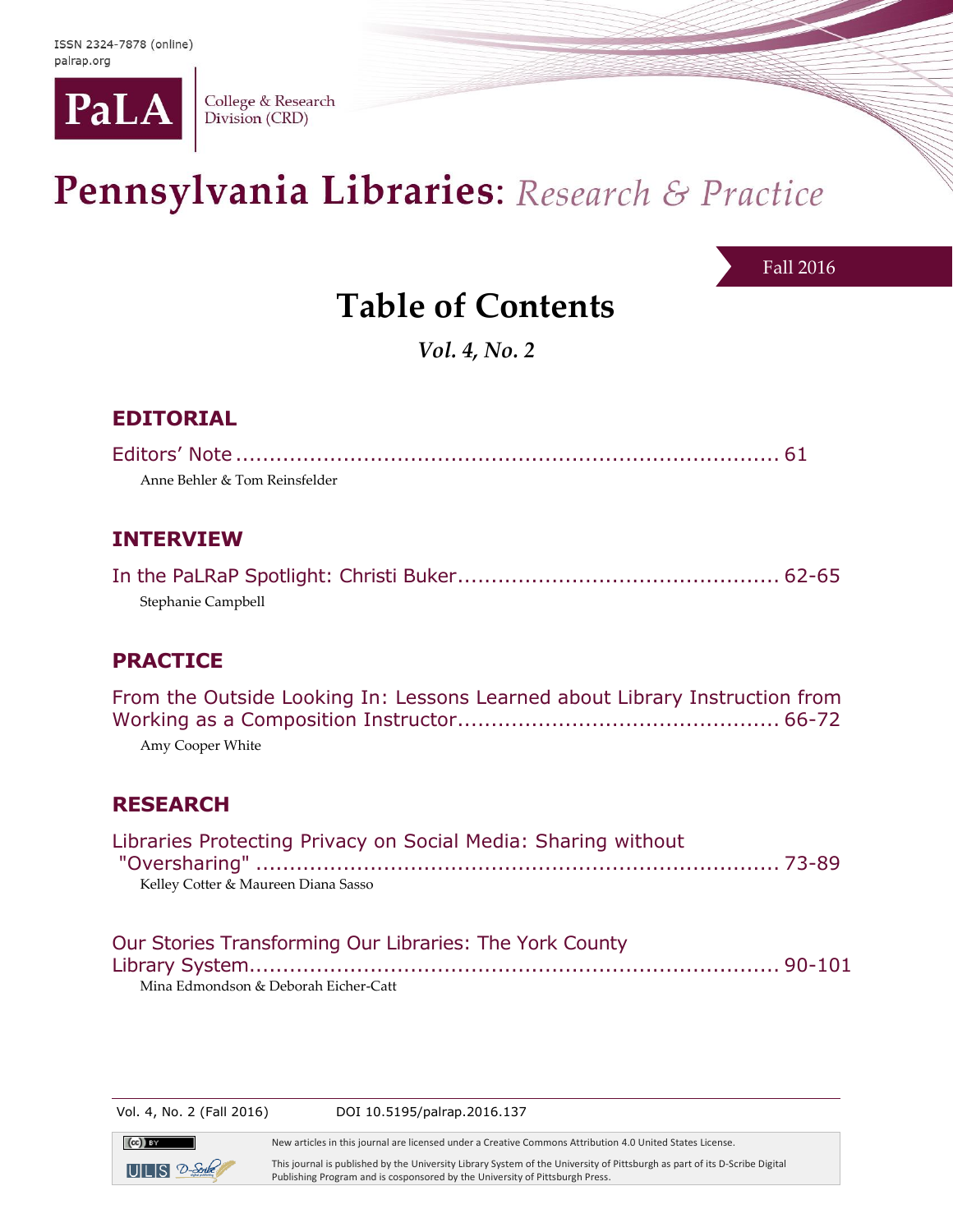ISSN 2324-7878 (online)
palrap.org

PaLA College & Research Division (CRD)

# Pennsylvania Libraries: *Research & Practice*

Fall 2016

## Table of Contents

*Vol. 4, No. 2*

### EDITORIAL

Editors' Note ........................................................................... 61
Anne Behler & Tom Reinsfelder

### INTERVIEW

In the PaLRaP Spotlight: Christi Buker................................................ 62-65
Stephanie Campbell

### PRACTICE

From the Outside Looking In: Lessons Learned about Library Instruction from Working as a Composition Instructor................................................ 66-72
Amy Cooper White

### RESEARCH

Libraries Protecting Privacy on Social Media: Sharing without "Oversharing" ............................................................................ 73-89
Kelley Cotter & Maureen Diana Sasso

Our Stories Transforming Our Libraries: The York County Library System........................................................................... 90-101
Mina Edmondson & Deborah Eicher-Catt

Vol. 4, No. 2 (Fall 2016) DOI 10.5195/palrap.2016.137

New articles in this journal are licensed under a Creative Commons Attribution 4.0 United States License.

This journal is published by the University Library System of the University of Pittsburgh as part of its D-Scribe Digital Publishing Program and is cosponsored by the University of Pittsburgh Press.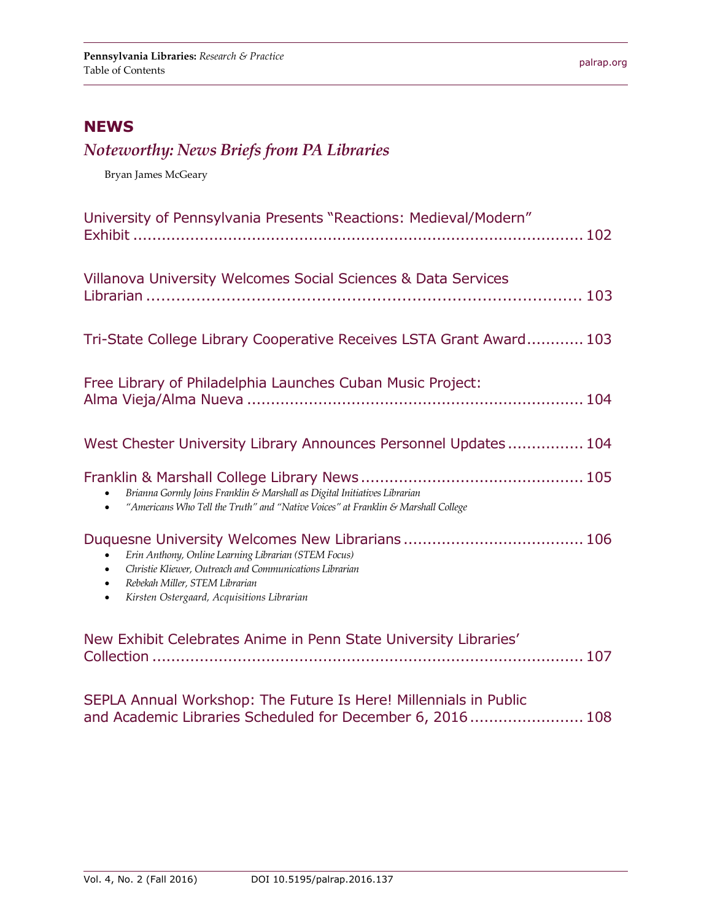## NEWS

### *Noteworthy: News Briefs from PA Libraries*

Bryan James McGeary

University of Pennsylvania Presents "Reactions: Medieval/Modern" Exhibit ........ 102

Villanova University Welcomes Social Sciences & Data Services Librarian ........ 103

Tri-State College Library Cooperative Receives LSTA Grant Award ........ 103

Free Library of Philadelphia Launches Cuban Music Project: Alma Vieja/Alma Nueva ........ 104

West Chester University Library Announces Personnel Updates ........ 104

Franklin & Marshall College Library News ........ 105

- *Brianna Gormly Joins Franklin & Marshall as Digital Initiatives Librarian*
- *"Americans Who Tell the Truth" and "Native Voices" at Franklin & Marshall College*

Duquesne University Welcomes New Librarians ........ 106

- *Erin Anthony, Online Learning Librarian (STEM Focus)*
- *Christie Kliewer, Outreach and Communications Librarian*
- *Rebekah Miller, STEM Librarian*
- *Kirsten Ostergaard, Acquisitions Librarian*

New Exhibit Celebrates Anime in Penn State University Libraries' Collection ........ 107

SEPLA Annual Workshop: The Future Is Here! Millennials in Public and Academic Libraries Scheduled for December 6, 2016 ........ 108